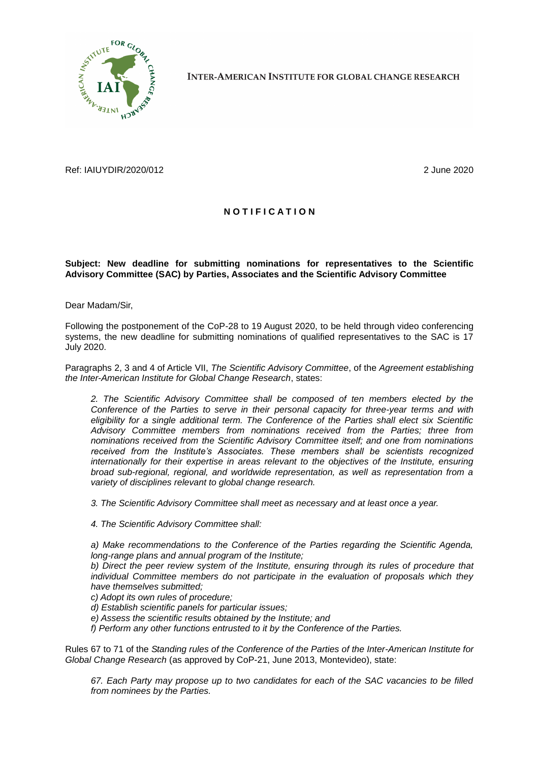INTER-AMERICAN INSTITUTE FOR GLOBAL CHANGE RESEARCH

Ref: IAIUYDIR/2020/012

2 June 2020

## N O T I F I C A T I O N

**Subject: New deadline for submitting nominations for representatives to the Scientific Advisory Committee (SAC) by Parties, Associates and the Scientific Advisory Committee**

Dear Madam/Sir,

Following the postponement of the CoP-28 to 19 August 2020, to be held through video conferencing systems, the new deadline for submitting nominations of qualified representatives to the SAC is 17 July 2020.

Paragraphs 2, 3 and 4 of Article VII, *The Scientific Advisory Committee*, of the *Agreement establishing the Inter-American Institute for Global Change Research*, states:

> *2. The Scientific Advisory Committee shall be composed of ten members elected by the Conference of the Parties to serve in their personal capacity for three-year terms and with eligibility for a single additional term. The Conference of the Parties shall elect six Scientific Advisory Committee members from nominations received from the Parties; three from nominations received from the Scientific Advisory Committee itself; and one from nominations received from the Institute's Associates. These members shall be scientists recognized internationally for their expertise in areas relevant to the objectives of the Institute, ensuring broad sub-regional, regional, and worldwide representation, as well as representation from a variety of disciplines relevant to global change research.*
>
> *3. The Scientific Advisory Committee shall meet as necessary and at least once a year.*
>
> *4. The Scientific Advisory Committee shall:*
>
> *a) Make recommendations to the Conference of the Parties regarding the Scientific Agenda, long-range plans and annual program of the Institute;*
> *b) Direct the peer review system of the Institute, ensuring through its rules of procedure that individual Committee members do not participate in the evaluation of proposals which they have themselves submitted;*
> *c) Adopt its own rules of procedure;*
> *d) Establish scientific panels for particular issues;*
> *e) Assess the scientific results obtained by the Institute; and*
> *f) Perform any other functions entrusted to it by the Conference of the Parties.*

Rules 67 to 71 of the *Standing rules of the Conference of the Parties of the Inter-American Institute for Global Change Research* (as approved by CoP-21, June 2013, Montevideo), state:

> *67. Each Party may propose up to two candidates for each of the SAC vacancies to be filled from nominees by the Parties.*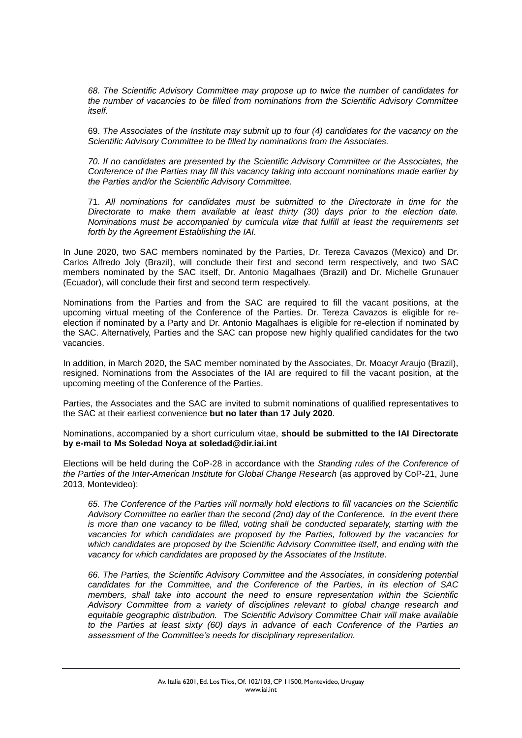*68. The Scientific Advisory Committee may propose up to twice the number of candidates for the number of vacancies to be filled from nominations from the Scientific Advisory Committee itself.*

69. *The Associates of the Institute may submit up to four (4) candidates for the vacancy on the Scientific Advisory Committee to be filled by nominations from the Associates.*

*70. If no candidates are presented by the Scientific Advisory Committee or the Associates, the Conference of the Parties may fill this vacancy taking into account nominations made earlier by the Parties and/or the Scientific Advisory Committee.*

71. *All nominations for candidates must be submitted to the Directorate in time for the Directorate to make them available at least thirty (30) days prior to the election date. Nominations must be accompanied by curricula vitæ that fulfill at least the requirements set forth by the Agreement Establishing the IAI.*

In June 2020, two SAC members nominated by the Parties, Dr. Tereza Cavazos (Mexico) and Dr. Carlos Alfredo Joly (Brazil), will conclude their first and second term respectively, and two SAC members nominated by the SAC itself, Dr. Antonio Magalhaes (Brazil) and Dr. Michelle Grunauer (Ecuador), will conclude their first and second term respectively.

Nominations from the Parties and from the SAC are required to fill the vacant positions, at the upcoming virtual meeting of the Conference of the Parties. Dr. Tereza Cavazos is eligible for re-election if nominated by a Party and Dr. Antonio Magalhaes is eligible for re-election if nominated by the SAC. Alternatively, Parties and the SAC can propose new highly qualified candidates for the two vacancies.

In addition, in March 2020, the SAC member nominated by the Associates, Dr. Moacyr Araujo (Brazil), resigned. Nominations from the Associates of the IAI are required to fill the vacant position, at the upcoming meeting of the Conference of the Parties.

Parties, the Associates and the SAC are invited to submit nominations of qualified representatives to the SAC at their earliest convenience **but no later than 17 July 2020**.

Nominations, accompanied by a short curriculum vitae, **should be submitted to the IAI Directorate by e-mail to Ms Soledad Noya at soledad@dir.iai.int**

Elections will be held during the CoP-28 in accordance with the *Standing rules of the Conference of the Parties of the Inter-American Institute for Global Change Research* (as approved by CoP-21, June 2013, Montevideo):

*65. The Conference of the Parties will normally hold elections to fill vacancies on the Scientific Advisory Committee no earlier than the second (2nd) day of the Conference. In the event there is more than one vacancy to be filled, voting shall be conducted separately, starting with the vacancies for which candidates are proposed by the Parties, followed by the vacancies for which candidates are proposed by the Scientific Advisory Committee itself, and ending with the vacancy for which candidates are proposed by the Associates of the Institute.*

*66. The Parties, the Scientific Advisory Committee and the Associates, in considering potential candidates for the Committee, and the Conference of the Parties, in its election of SAC members, shall take into account the need to ensure representation within the Scientific Advisory Committee from a variety of disciplines relevant to global change research and equitable geographic distribution. The Scientific Advisory Committee Chair will make available to the Parties at least sixty (60) days in advance of each Conference of the Parties an assessment of the Committee's needs for disciplinary representation.*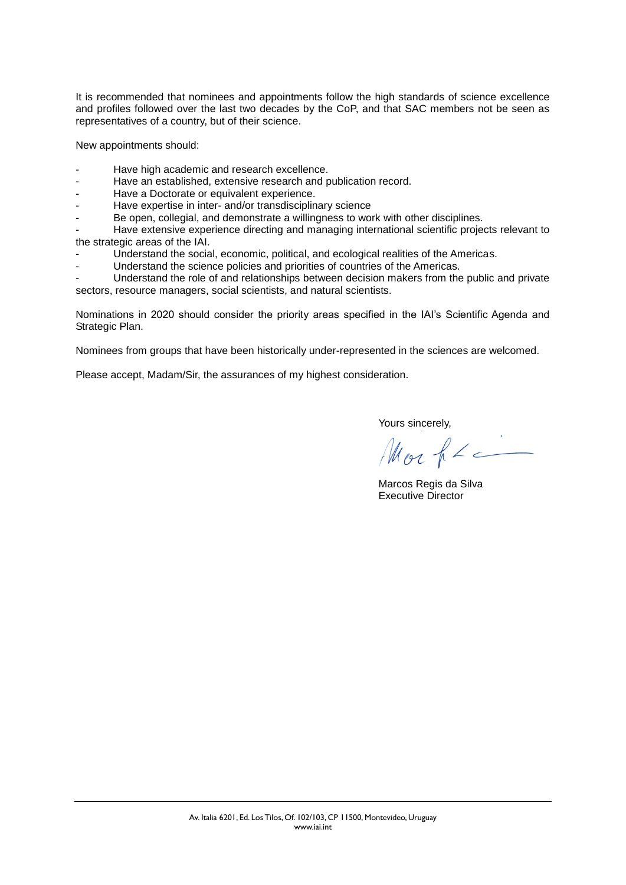It is recommended that nominees and appointments follow the high standards of science excellence and profiles followed over the last two decades by the CoP, and that SAC members not be seen as representatives of a country, but of their science.

New appointments should:

- Have high academic and research excellence.
- Have an established, extensive research and publication record.
- Have a Doctorate or equivalent experience.
- Have expertise in inter- and/or transdisciplinary science
- Be open, collegial, and demonstrate a willingness to work with other disciplines.
- Have extensive experience directing and managing international scientific projects relevant to the strategic areas of the IAI.
- Understand the social, economic, political, and ecological realities of the Americas.
- Understand the science policies and priorities of countries of the Americas.
- Understand the role of and relationships between decision makers from the public and private sectors, resource managers, social scientists, and natural scientists.

Nominations in 2020 should consider the priority areas specified in the IAI's Scientific Agenda and Strategic Plan.

Nominees from groups that have been historically under-represented in the sciences are welcomed.

Please accept, Madam/Sir, the assurances of my highest consideration.

Yours sincerely,

Marcos Regis da Silva
Executive Director

Av. Italia 6201, Ed. Los Tilos, Of. 102/103, CP 11500, Montevideo, Uruguay
www.iai.int